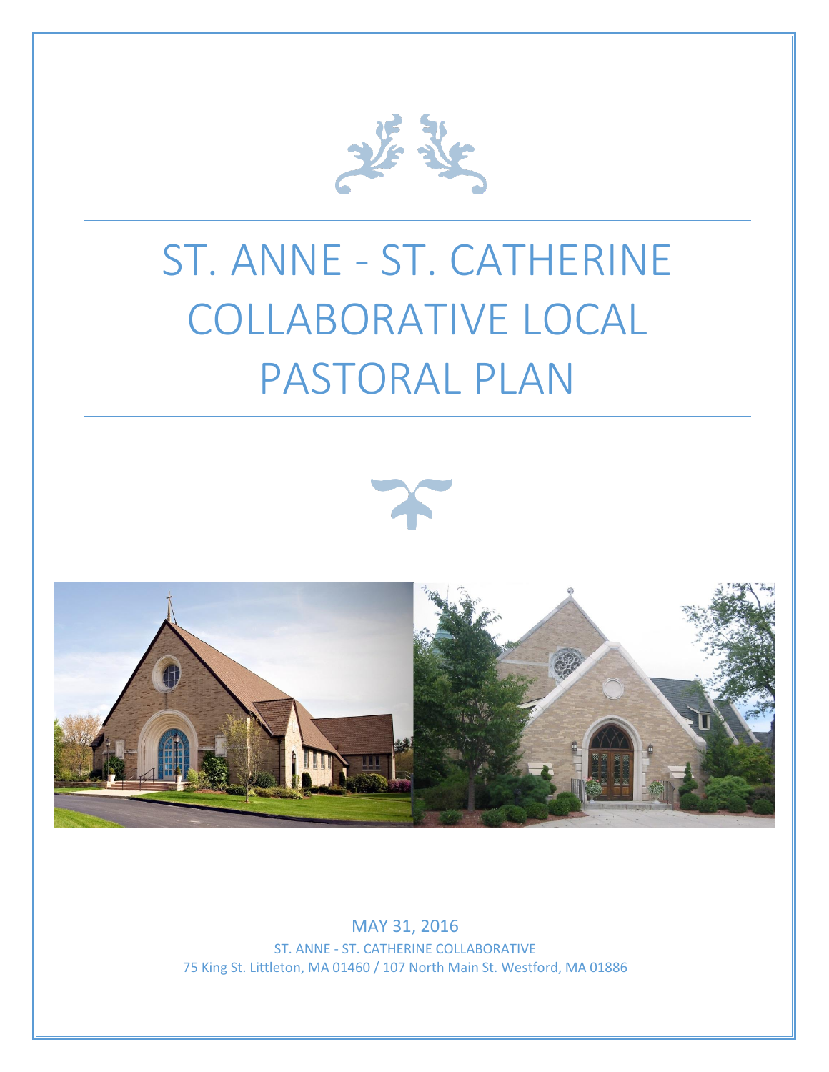# ST. ANNE - ST. CATHERINE COLLABORATIVE LOCAL PASTORAL PLAN

MAY 31, 2016

ST. ANNE - ST. CATHERINE COLLABORATIVE

75 King St. Littleton, MA 01460 / 107 North Main St. Westford, MA 01886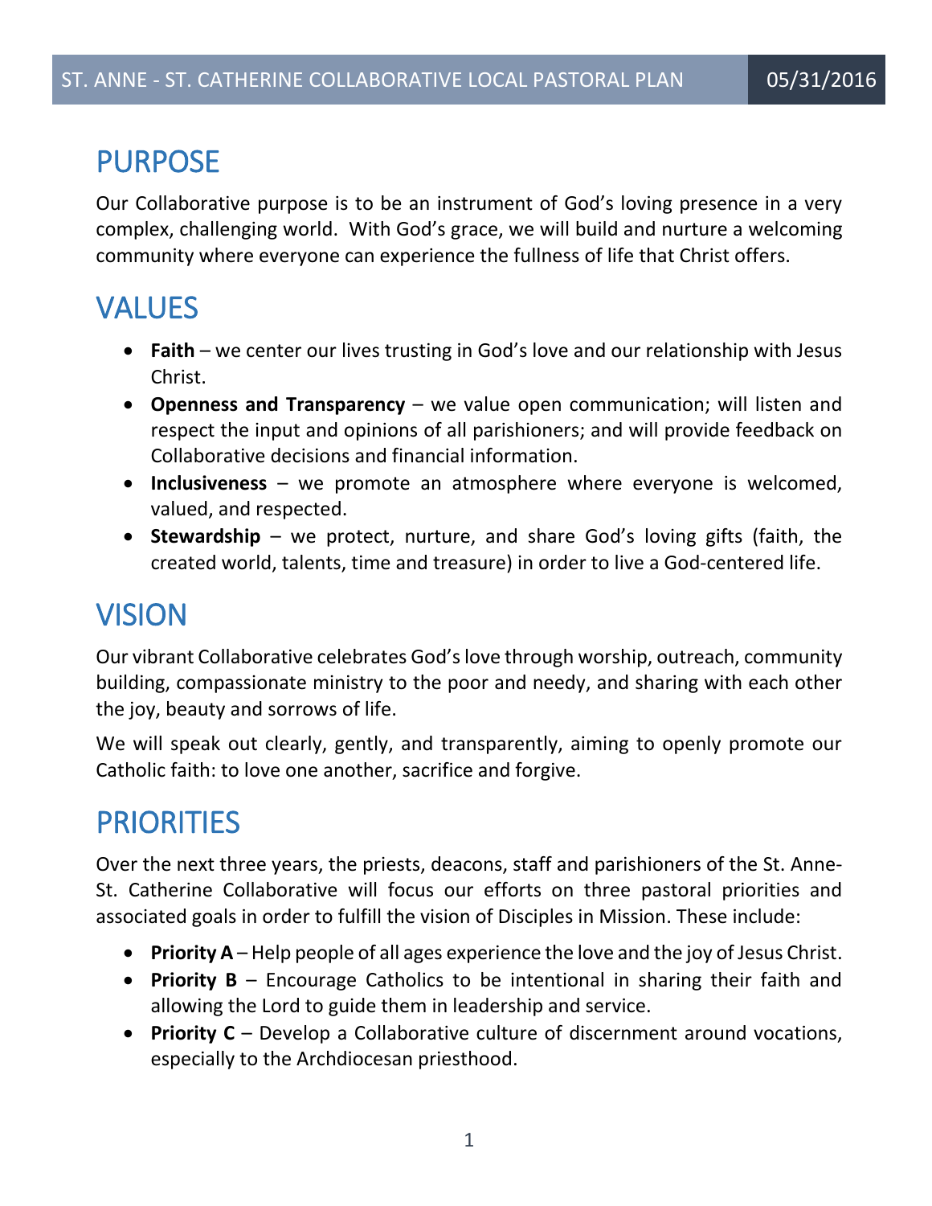# PURPOSE

Our Collaborative purpose is to be an instrument of God's loving presence in a very complex, challenging world. With God's grace, we will build and nurture a welcoming community where everyone can experience the fullness of life that Christ offers.

# VALUES

- **Faith** – we center our lives trusting in God's love and our relationship with Jesus Christ.
- **Openness and Transparency** – we value open communication; will listen and respect the input and opinions of all parishioners; and will provide feedback on Collaborative decisions and financial information.
- **Inclusiveness** – we promote an atmosphere where everyone is welcomed, valued, and respected.
- **Stewardship** – we protect, nurture, and share God's loving gifts (faith, the created world, talents, time and treasure) in order to live a God-centered life.

# VISION

Our vibrant Collaborative celebrates God's love through worship, outreach, community building, compassionate ministry to the poor and needy, and sharing with each other the joy, beauty and sorrows of life.

We will speak out clearly, gently, and transparently, aiming to openly promote our Catholic faith: to love one another, sacrifice and forgive.

# PRIORITIES

Over the next three years, the priests, deacons, staff and parishioners of the St. Anne-St. Catherine Collaborative will focus our efforts on three pastoral priorities and associated goals in order to fulfill the vision of Disciples in Mission. These include:

- **Priority A** – Help people of all ages experience the love and the joy of Jesus Christ.
- **Priority B** – Encourage Catholics to be intentional in sharing their faith and allowing the Lord to guide them in leadership and service.
- **Priority C** – Develop a Collaborative culture of discernment around vocations, especially to the Archdiocesan priesthood.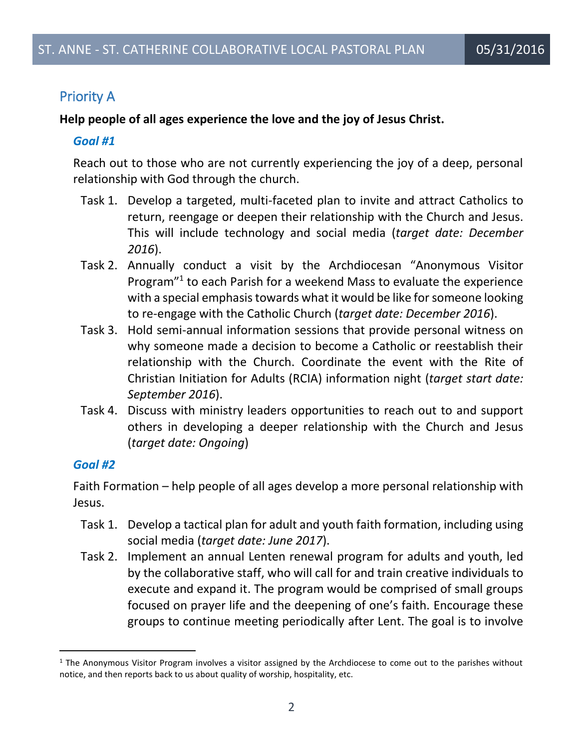## Priority A

**Help people of all ages experience the love and the joy of Jesus Christ.**

### *Goal #1*

Reach out to those who are not currently experiencing the joy of a deep, personal relationship with God through the church.

- Task 1. Develop a targeted, multi-faceted plan to invite and attract Catholics to return, reengage or deepen their relationship with the Church and Jesus. This will include technology and social media (*target date: December 2016*).
- Task 2. Annually conduct a visit by the Archdiocesan "Anonymous Visitor Program"[1] to each Parish for a weekend Mass to evaluate the experience with a special emphasis towards what it would be like for someone looking to re-engage with the Catholic Church (*target date: December 2016*).
- Task 3. Hold semi-annual information sessions that provide personal witness on why someone made a decision to become a Catholic or reestablish their relationship with the Church. Coordinate the event with the Rite of Christian Initiation for Adults (RCIA) information night (*target start date: September 2016*).
- Task 4. Discuss with ministry leaders opportunities to reach out to and support others in developing a deeper relationship with the Church and Jesus (*target date: Ongoing*)

### *Goal #2*

Faith Formation – help people of all ages develop a more personal relationship with Jesus.

- Task 1. Develop a tactical plan for adult and youth faith formation, including using social media (*target date: June 2017*).
- Task 2. Implement an annual Lenten renewal program for adults and youth, led by the collaborative staff, who will call for and train creative individuals to execute and expand it. The program would be comprised of small groups focused on prayer life and the deepening of one's faith. Encourage these groups to continue meeting periodically after Lent. The goal is to involve

[1] The Anonymous Visitor Program involves a visitor assigned by the Archdiocese to come out to the parishes without notice, and then reports back to us about quality of worship, hospitality, etc.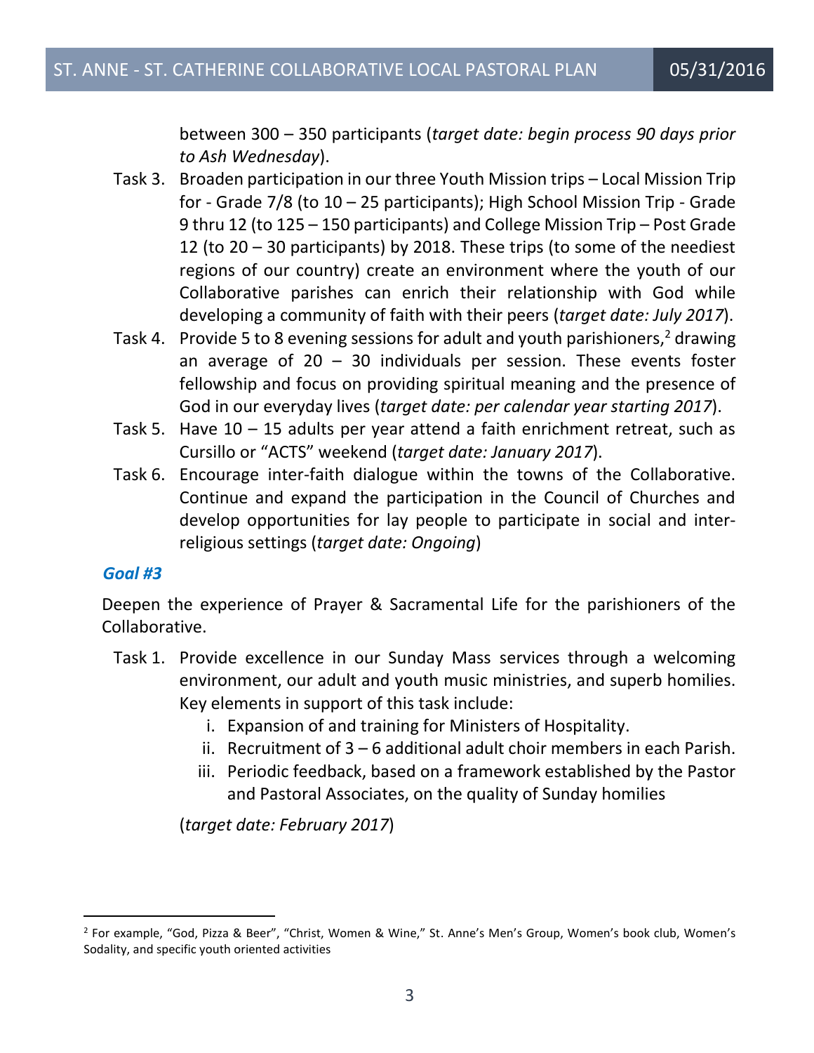between 300 – 350 participants (*target date: begin process 90 days prior to Ash Wednesday*).

Task 3. Broaden participation in our three Youth Mission trips – Local Mission Trip for - Grade 7/8 (to 10 – 25 participants); High School Mission Trip - Grade 9 thru 12 (to 125 – 150 participants) and College Mission Trip – Post Grade 12 (to 20 – 30 participants) by 2018. These trips (to some of the neediest regions of our country) create an environment where the youth of our Collaborative parishes can enrich their relationship with God while developing a community of faith with their peers (*target date: July 2017*).

Task 4. Provide 5 to 8 evening sessions for adult and youth parishioners,[2] drawing an average of 20 – 30 individuals per session. These events foster fellowship and focus on providing spiritual meaning and the presence of God in our everyday lives (*target date: per calendar year starting 2017*).

Task 5. Have 10 – 15 adults per year attend a faith enrichment retreat, such as Cursillo or "ACTS" weekend (*target date: January 2017*).

Task 6. Encourage inter-faith dialogue within the towns of the Collaborative. Continue and expand the participation in the Council of Churches and develop opportunities for lay people to participate in social and inter-religious settings (*target date: Ongoing*)

### *Goal #3*

Deepen the experience of Prayer & Sacramental Life for the parishioners of the Collaborative.

Task 1. Provide excellence in our Sunday Mass services through a welcoming environment, our adult and youth music ministries, and superb homilies. Key elements in support of this task include:

i. Expansion of and training for Ministers of Hospitality.
ii. Recruitment of 3 – 6 additional adult choir members in each Parish.
iii. Periodic feedback, based on a framework established by the Pastor and Pastoral Associates, on the quality of Sunday homilies

(*target date: February 2017*)

---

[2] For example, "God, Pizza & Beer", "Christ, Women & Wine," St. Anne's Men's Group, Women's book club, Women's Sodality, and specific youth oriented activities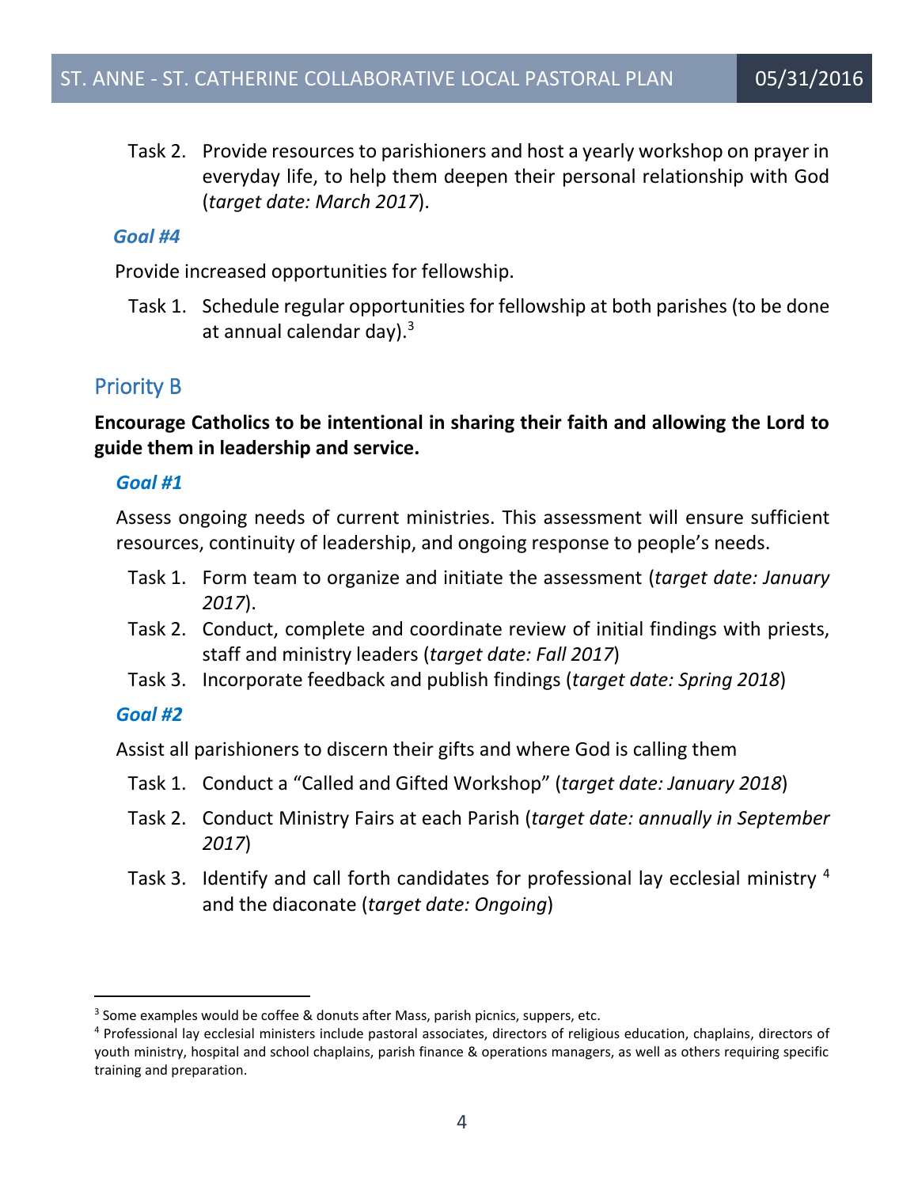Task 2. Provide resources to parishioners and host a yearly workshop on prayer in everyday life, to help them deepen their personal relationship with God (*target date: March 2017*).

### *Goal #4*

Provide increased opportunities for fellowship.

Task 1. Schedule regular opportunities for fellowship at both parishes (to be done at annual calendar day).[3]

## Priority B

**Encourage Catholics to be intentional in sharing their faith and allowing the Lord to guide them in leadership and service.**

### *Goal #1*

Assess ongoing needs of current ministries. This assessment will ensure sufficient resources, continuity of leadership, and ongoing response to people's needs.

Task 1. Form team to organize and initiate the assessment (*target date: January 2017*).

Task 2. Conduct, complete and coordinate review of initial findings with priests, staff and ministry leaders (*target date: Fall 2017*)

Task 3. Incorporate feedback and publish findings (*target date: Spring 2018*)

### *Goal #2*

Assist all parishioners to discern their gifts and where God is calling them

Task 1. Conduct a "Called and Gifted Workshop" (*target date: January 2018*)

Task 2. Conduct Ministry Fairs at each Parish (*target date: annually in September 2017*)

Task 3. Identify and call forth candidates for professional lay ecclesial ministry [4] and the diaconate (*target date: Ongoing*)

---

[3] Some examples would be coffee & donuts after Mass, parish picnics, suppers, etc.

[4] Professional lay ecclesial ministers include pastoral associates, directors of religious education, chaplains, directors of youth ministry, hospital and school chaplains, parish finance & operations managers, as well as others requiring specific training and preparation.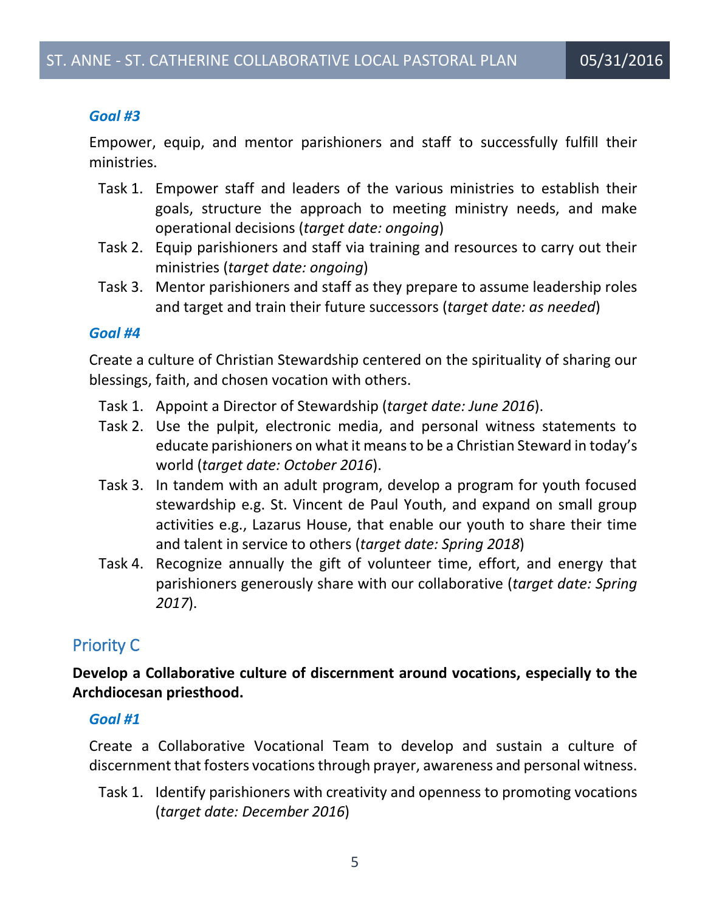#### *Goal #3*

Empower, equip, and mentor parishioners and staff to successfully fulfill their ministries.

- Task 1. Empower staff and leaders of the various ministries to establish their goals, structure the approach to meeting ministry needs, and make operational decisions (*target date: ongoing*)
- Task 2. Equip parishioners and staff via training and resources to carry out their ministries (*target date: ongoing*)
- Task 3. Mentor parishioners and staff as they prepare to assume leadership roles and target and train their future successors (*target date: as needed*)

#### *Goal #4*

Create a culture of Christian Stewardship centered on the spirituality of sharing our blessings, faith, and chosen vocation with others.

- Task 1. Appoint a Director of Stewardship (*target date: June 2016*).
- Task 2. Use the pulpit, electronic media, and personal witness statements to educate parishioners on what it means to be a Christian Steward in today's world (*target date: October 2016*).
- Task 3. In tandem with an adult program, develop a program for youth focused stewardship e.g. St. Vincent de Paul Youth, and expand on small group activities e.g., Lazarus House, that enable our youth to share their time and talent in service to others (*target date: Spring 2018*)
- Task 4. Recognize annually the gift of volunteer time, effort, and energy that parishioners generously share with our collaborative (*target date: Spring 2017*).

## Priority C

**Develop a Collaborative culture of discernment around vocations, especially to the Archdiocesan priesthood.**

#### *Goal #1*

Create a Collaborative Vocational Team to develop and sustain a culture of discernment that fosters vocations through prayer, awareness and personal witness.

- Task 1. Identify parishioners with creativity and openness to promoting vocations (*target date: December 2016*)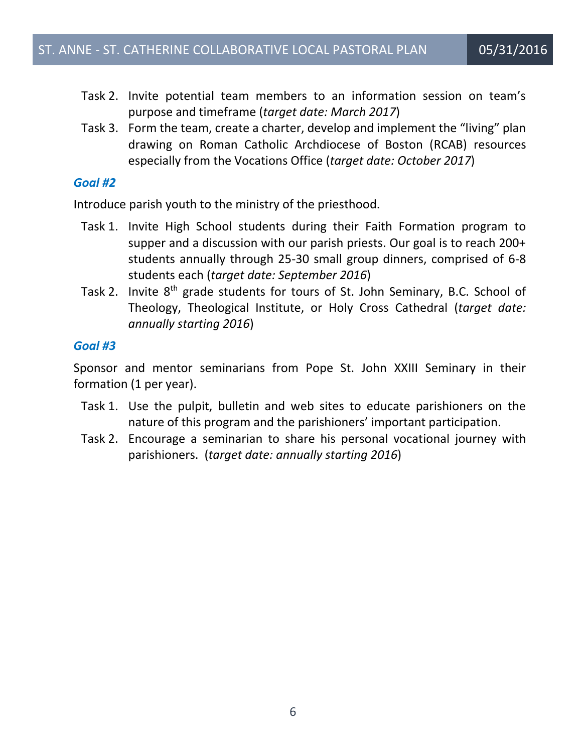Task 2. Invite potential team members to an information session on team's purpose and timeframe (*target date: March 2017*)

Task 3. Form the team, create a charter, develop and implement the "living" plan drawing on Roman Catholic Archdiocese of Boston (RCAB) resources especially from the Vocations Office (*target date: October 2017*)

### *Goal #2*

Introduce parish youth to the ministry of the priesthood.

Task 1. Invite High School students during their Faith Formation program to supper and a discussion with our parish priests. Our goal is to reach 200+ students annually through 25-30 small group dinners, comprised of 6-8 students each (*target date: September 2016*)

Task 2. Invite 8th grade students for tours of St. John Seminary, B.C. School of Theology, Theological Institute, or Holy Cross Cathedral (*target date: annually starting 2016*)

### *Goal #3*

Sponsor and mentor seminarians from Pope St. John XXIII Seminary in their formation (1 per year).

Task 1. Use the pulpit, bulletin and web sites to educate parishioners on the nature of this program and the parishioners' important participation.

Task 2. Encourage a seminarian to share his personal vocational journey with parishioners. (*target date: annually starting 2016*)